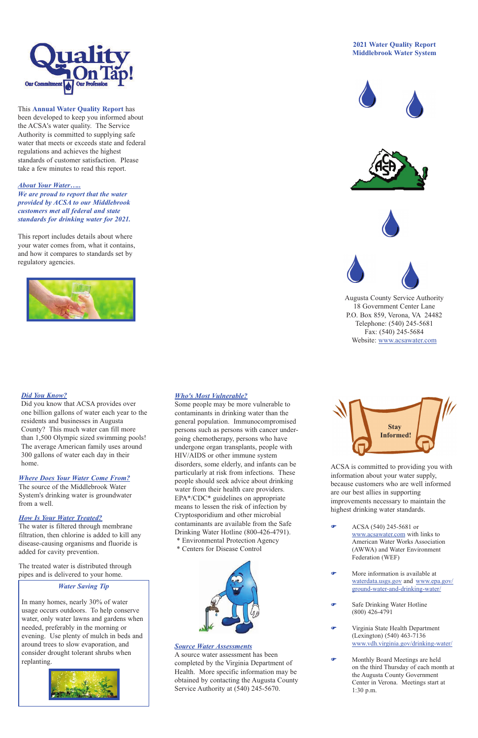# Quality On Tap!

Our Commitment | Our Profession

**2021 Water Quality Report**
**Middlebrook Water System**

This **Annual Water Quality Report** has been developed to keep you informed about the ACSA's water quality. The Service Authority is committed to supplying safe water that meets or exceeds state and federal regulations and achieves the highest standards of customer satisfaction. Please take a few minutes to read this report.

## *About Your Water…..*

***We are proud to report that the water provided by ACSA to our Middlebrook customers met all federal and state standards for drinking water for 2021.***

This report includes details about where your water comes from, what it contains, and how it compares to standards set by regulatory agencies.

Augusta County Service Authority
18 Government Center Lane
P.O. Box 859, Verona, VA 24482
Telephone: (540) 245-5681
Fax: (540) 245-5684
Website: www.acsawater.com

## *Did You Know?*

Did you know that ACSA provides over one billion gallons of water each year to the residents and businesses in Augusta County? This much water can fill more than 1,500 Olympic sized swimming pools! The average American family uses around 300 gallons of water each day in their home.

## *Where Does Your Water Come From?*

The source of the Middlebrook Water System's drinking water is groundwater from a well.

## *How Is Your Water Treated?*

The water is filtered through membrane filtration, then chlorine is added to kill any disease-causing organisms and fluoride is added for cavity prevention.

The treated water is distributed through pipes and is delivered to your home.

### *Water Saving Tip*

In many homes, nearly 30% of water usage occurs outdoors. To help conserve water, only water lawns and gardens when needed, preferably in the morning or evening. Use plenty of mulch in beds and around trees to slow evaporation, and consider drought tolerant shrubs when replanting.

## *Who's Most Vulnerable?*

Some people may be more vulnerable to contaminants in drinking water than the general population. Immunocompromised persons such as persons with cancer undergoing chemotherapy, persons who have undergone organ transplants, people with HIV/AIDS or other immune system disorders, some elderly, and infants can be particularly at risk from infections. These people should seek advice about drinking water from their health care providers. EPA\*/CDC\* guidelines on appropriate means to lessen the risk of infection by Cryptosporidium and other microbial contaminants are available from the Safe Drinking Water Hotline (800-426-4791).

\* Environmental Protection Agency
\* Centers for Disease Control

## *Source Water Assessments*

A source water assessment has been completed by the Virginia Department of Health. More specific information may be obtained by contacting the Augusta County Service Authority at (540) 245-5670.

## Stay Informed!

ACSA is committed to providing you with information about your water supply, because customers who are well informed are our best allies in supporting improvements necessary to maintain the highest drinking water standards.

- ACSA (540) 245-5681 or www.acsawater.com with links to American Water Works Association (AWWA) and Water Environment Federation (WEF)
- More information is available at waterdata.usgs.gov and www.epa.gov/ground-water-and-drinking-water/
- Safe Drinking Water Hotline (800) 426-4791
- Virginia State Health Department (Lexington) (540) 463-7136 www.vdh.virginia.gov/drinking-water/
- Monthly Board Meetings are held on the third Thursday of each month at the Augusta County Government Center in Verona. Meetings start at 1:30 p.m.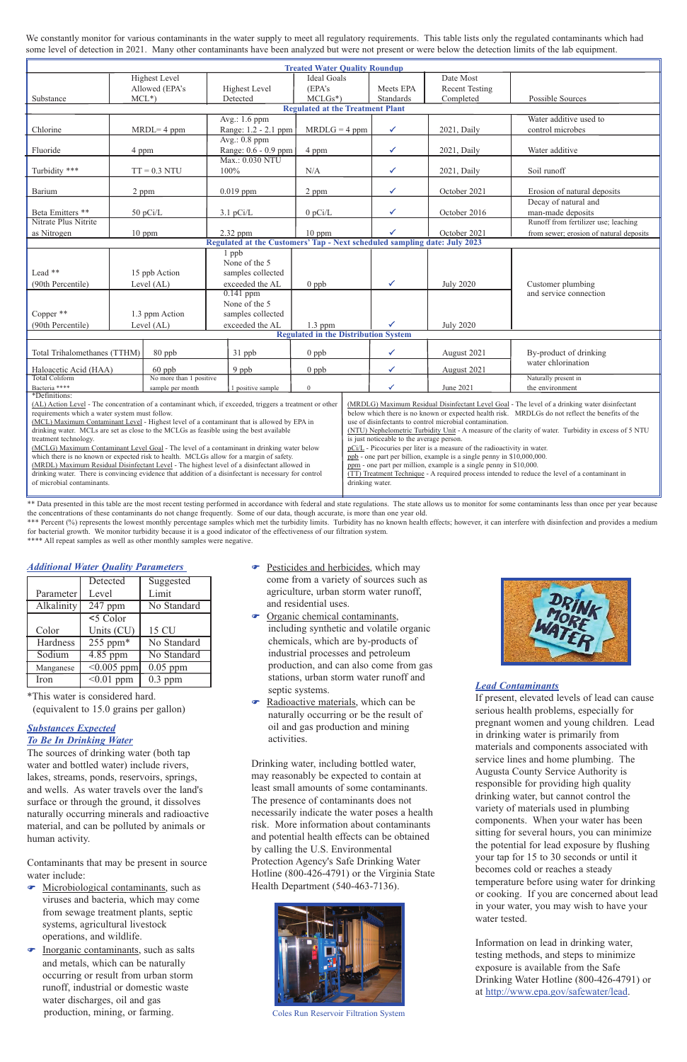We constantly monitor for various contaminants in the water supply to meet all regulatory requirements. This table lists only the regulated contaminants which had some level of detection in 2021. Many other contaminants have been analyzed but were not present or were below the detection limits of the lab equipment.

**Treated Water Quality Roundup**

| Substance | Highest Level Allowed (EPA's MCL*) | Highest Level Detected | Ideal Goals (EPA's MCLGs*) | Meets EPA Standards | Date Most Recent Testing Completed | Possible Sources |
|---|---|---|---|---|---|---|
| **Regulated at the Treatment Plant** | | | | | | |
| Chlorine | MRDL= 4 ppm | Avg.: 1.6 ppm Range: 1.2 - 2.1 ppm | MRDLG = 4 ppm | ✓ | 2021, Daily | Water additive used to control microbes |
| Fluoride | 4 ppm | Avg.: 0.8 ppm Range: 0.6 - 0.9 ppm | 4 ppm | ✓ | 2021, Daily | Water additive |
| Turbidity *** | TT = 0.3 NTU | Max.: 0.030 NTU 100% | N/A | ✓ | 2021, Daily | Soil runoff |
| Barium | 2 ppm | 0.019 ppm | 2 ppm | ✓ | October 2021 | Erosion of natural deposits |
| Beta Emitters ** | 50 pCi/L | 3.1 pCi/L | 0 pCi/L | ✓ | October 2016 | Decay of natural and man-made deposits |
| Nitrate Plus Nitrite as Nitrogen | 10 ppm | 2.32 ppm | 10 ppm | ✓ | October 2021 | Runoff from fertilizer use; leaching from sewer; erosion of natural deposits |
| **Regulated at the Customers' Tap - Next scheduled sampling date: July 2023** | | | | | | |
| Lead ** (90th Percentile) | 15 ppb Action Level (AL) | 1 ppb None of the 5 samples collected exceeded the AL | 0 ppb | ✓ | July 2020 | Customer plumbing and service connection |
| Copper ** (90th Percentile) | 1.3 ppm Action Level (AL) | 0.141 ppm None of the 5 samples collected exceeded the AL | 1.3 ppm | ✓ | July 2020 | Customer plumbing and service connection |
| **Regulated in the Distribution System** | | | | | | |
| Total Trihalomethanes (TTHM) | 80 ppb | 31 ppb | 0 ppb | ✓ | August 2021 | By-product of drinking water chlorination |
| Haloacetic Acid (HAA) | 60 ppb | 9 ppb | 0 ppb | ✓ | August 2021 | By-product of drinking water chlorination |
| Total Coliform Bacteria **** | No more than 1 positive sample per month | 1 positive sample | 0 | ✓ | June 2021 | Naturally present in the environment |

*Definitions:

(AL) Action Level - The concentration of a contaminant which, if exceeded, triggers a treatment or other requirements which a water system must follow.

(MCL) Maximum Contaminant Level - Highest level of a contaminant that is allowed by EPA in drinking water. MCLs are set as close to the MCLGs as feasible using the best available treatment technology.

(MCLG) Maximum Contaminant Level Goal - The level of a contaminant in drinking water below which there is no known or expected risk to health. MCLGs allow for a margin of safety.

(MRDL) Maximum Residual Disinfectant Level - The highest level of a disinfectant allowed in drinking water. There is convincing evidence that addition of a disinfectant is necessary for control of microbial contaminants.

(MRDLG) Maximum Residual Disinfectant Level Goal - The level of a drinking water disinfectant below which there is no known or expected health risk. MRDLGs do not reflect the benefits of the use of disinfectants to control microbial contamination.

(NTU) Nephelometric Turbidity Unit - A measure of the clarity of water. Turbidity in excess of 5 NTU is just noticeable to the average person.

pCi/L - Picocuries per liter is a measure of the radioactivity in water.

ppb - one part per billion, example is a single penny in $10,000,000.

ppm - one part per million, example is a single penny in $10,000.

(TT) Treatment Technique - A required process intended to reduce the level of a contaminant in drinking water.

** Data presented in this table are the most recent testing performed in accordance with federal and state regulations. The state allows us to monitor for some contaminants less than once per year because the concentrations of these contaminants do not change frequently. Some of our data, though accurate, is more than one year old.

*** Percent (%) represents the lowest monthly percentage samples which met the turbidity limits. Turbidity has no known health effects; however, it can interfere with disinfection and provides a medium for bacterial growth. We monitor turbidity because it is a good indicator of the effectiveness of our filtration system.

**** All repeat samples as well as other monthly samples were negative.

## *Additional Water Quality Parameters*

| Parameter | Detected Level | Suggested Limit |
|---|---|---|
| Alkalinity | 247 ppm | No Standard |
| Color | <5 Color Units (CU) | 15 CU |
| Hardness | 255 ppm* | No Standard |
| Sodium | 4.85 ppm | No Standard |
| Manganese | <0.005 ppm | 0.05 ppm |
| Iron | <0.01 ppm | 0.3 ppm |

*This water is considered hard.
(equivalent to 15.0 grains per gallon)

## *Substances Expected To Be In Drinking Water*

The sources of drinking water (both tap water and bottled water) include rivers, lakes, streams, ponds, reservoirs, springs, and wells. As water travels over the land's surface or through the ground, it dissolves naturally occurring minerals and radioactive material, and can be polluted by animals or human activity.

Contaminants that may be present in source water include:

- Microbiological contaminants, such as viruses and bacteria, which may come from sewage treatment plants, septic systems, agricultural livestock operations, and wildlife.
- Inorganic contaminants, such as salts and metals, which can be naturally occurring or result from urban storm runoff, industrial or domestic waste water discharges, oil and gas production, mining, or farming.
- Pesticides and herbicides, which may come from a variety of sources such as agriculture, urban storm water runoff, and residential uses.
- Organic chemical contaminants, including synthetic and volatile organic chemicals, which are by-products of industrial processes and petroleum production, and can also come from gas stations, urban storm water runoff and septic systems.
- Radioactive materials, which can be naturally occurring or be the result of oil and gas production and mining activities.

Drinking water, including bottled water, may reasonably be expected to contain at least small amounts of some contaminants. The presence of contaminants does not necessarily indicate the water poses a health risk. More information about contaminants and potential health effects can be obtained by calling the U.S. Environmental Protection Agency's Safe Drinking Water Hotline (800-426-4791) or the Virginia State Health Department (540-463-7136).

Coles Run Reservoir Filtration System

## *Lead Contaminants*

If present, elevated levels of lead can cause serious health problems, especially for pregnant women and young children. Lead in drinking water is primarily from materials and components associated with service lines and home plumbing. The Augusta County Service Authority is responsible for providing high quality drinking water, but cannot control the variety of materials used in plumbing components. When your water has been sitting for several hours, you can minimize the potential for lead exposure by flushing your tap for 15 to 30 seconds or until it becomes cold or reaches a steady temperature before using water for drinking or cooking. If you are concerned about lead in your water, you may wish to have your water tested.

Information on lead in drinking water, testing methods, and steps to minimize exposure is available from the Safe Drinking Water Hotline (800-426-4791) or at http://www.epa.gov/safewater/lead.